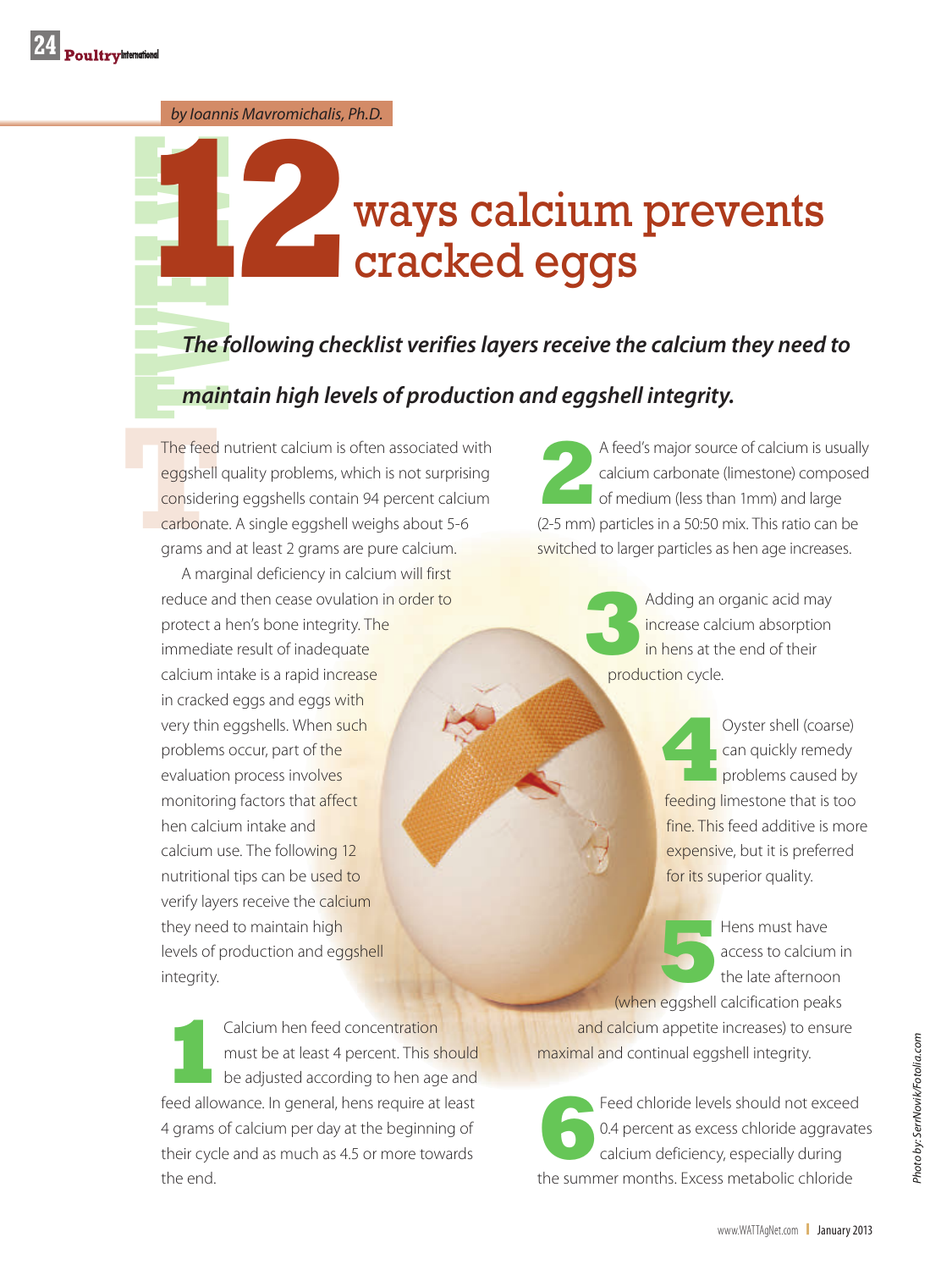*by Ioannis Mavromichalis, Ph.D.*

# 12 ways calcium prevents cracked eggs

***The following checklist verifies layers receive the calcium they need to maintain high levels of production and eggshell integrity.***

The feed nutrient calcium is often associated with eggshell quality problems, which is not surprising considering eggshells contain 94 percent calcium carbonate. A single eggshell weighs about 5-6 grams and at least 2 grams are pure calcium.

A marginal deficiency in calcium will first reduce and then cease ovulation in order to protect a hen's bone integrity. The immediate result of inadequate calcium intake is a rapid increase in cracked eggs and eggs with very thin eggshells. When such problems occur, part of the evaluation process involves monitoring factors that affect hen calcium intake and calcium use. The following 12 nutritional tips can be used to verify layers receive the calcium they need to maintain high levels of production and eggshell integrity.

**1** Calcium hen feed concentration must be at least 4 percent. This should be adjusted according to hen age and feed allowance. In general, hens require at least 4 grams of calcium per day at the beginning of their cycle and as much as 4.5 or more towards the end.

**2** A feed's major source of calcium is usually calcium carbonate (limestone) composed of medium (less than 1mm) and large (2-5 mm) particles in a 50:50 mix. This ratio can be switched to larger particles as hen age increases.

**3** Adding an organic acid may increase calcium absorption in hens at the end of their production cycle.

**4** Oyster shell (coarse) can quickly remedy problems caused by feeding limestone that is too fine. This feed additive is more expensive, but it is preferred for its superior quality.

**5** Hens must have access to calcium in the late afternoon (when eggshell calcification peaks and calcium appetite increases) to ensure maximal and continual eggshell integrity.

**6** Feed chloride levels should not exceed 0.4 percent as excess chloride aggravates calcium deficiency, especially during the summer months. Excess metabolic chloride

*Photo by: SerNovik/Fotolia.com*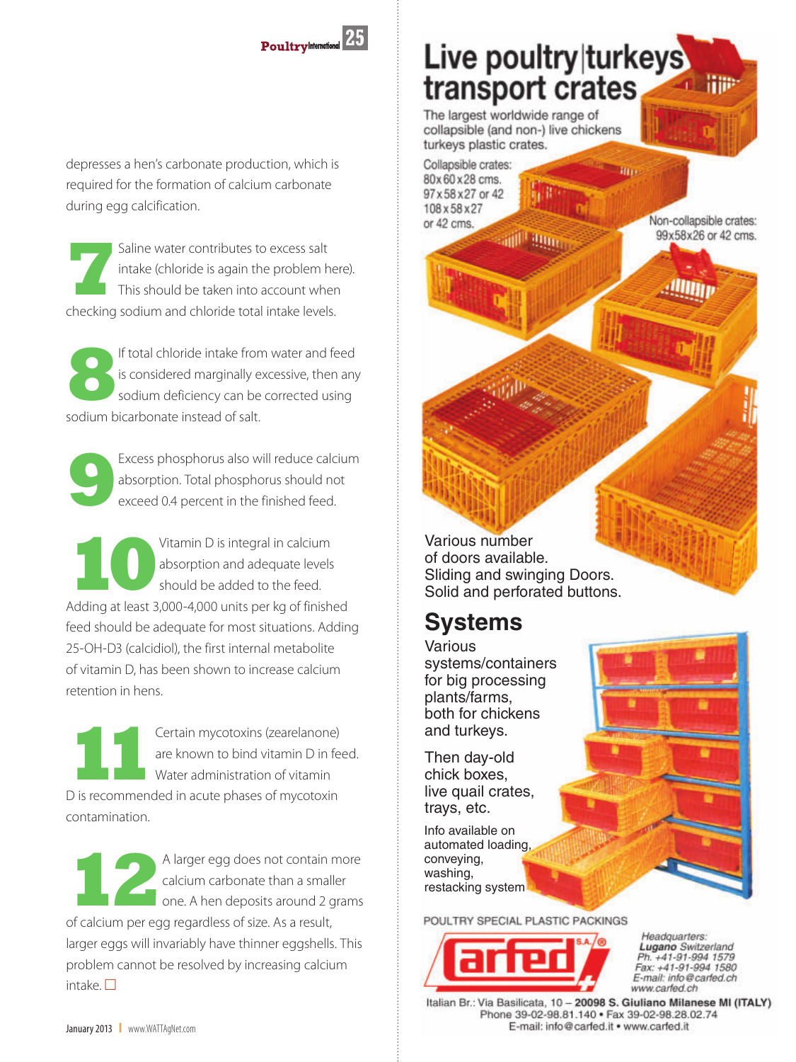depresses a hen's carbonate production, which is required for the formation of calcium carbonate during egg calcification.

**7** Saline water contributes to excess salt intake (chloride is again the problem here). This should be taken into account when checking sodium and chloride total intake levels.

**8** If total chloride intake from water and feed is considered marginally excessive, then any sodium deficiency can be corrected using sodium bicarbonate instead of salt.

**9** Excess phosphorus also will reduce calcium absorption. Total phosphorus should not exceed 0.4 percent in the finished feed.

**10** Vitamin D is integral in calcium absorption and adequate levels should be added to the feed. Adding at least 3,000-4,000 units per kg of finished feed should be adequate for most situations. Adding 25-OH-D3 (calcidiol), the first internal metabolite of vitamin D, has been shown to increase calcium retention in hens.

**11** Certain mycotoxins (zearelanone) are known to bind vitamin D in feed. Water administration of vitamin D is recommended in acute phases of mycotoxin contamination.

**12** A larger egg does not contain more calcium carbonate than a smaller one. A hen deposits around 2 grams of calcium per egg regardless of size. As a result, larger eggs will invariably have thinner eggshells. This problem cannot be resolved by increasing calcium intake. □

# Live poultry|turkeys transport crates

The largest worldwide range of collapsible (and non-) live chickens turkeys plastic crates.

Collapsible crates:
80x60x28 cms.
97x58x27 or 42
108x58x27
or 42 cms.

Non-collapsible crates:
99x58x26 or 42 cms.

Various number of doors available.
Sliding and swinging Doors.
Solid and perforated buttons.

## Systems

Various systems/containers for big processing plants/farms, both for chickens and turkeys.

Then day-old chick boxes, live quail crates, trays, etc.

Info available on automated loading, conveying, washing, restacking system

POULTRY SPECIAL PLASTIC PACKINGS

carfed S.A.

*Headquarters:*
***Lugano** Switzerland*
*Ph. +41-91-994 1579*
*Fax: +41-91-994 1580*
*E-mail: info@carfed.ch*
*www.carfed.ch*

Italian Br.: Via Basilicata, 10 – **20098 S. Giuliano Milanese MI (ITALY)**
Phone 39-02-98.81.140 • Fax 39-02-98.28.02.74
E-mail: info@carfed.it • www.carfed.it